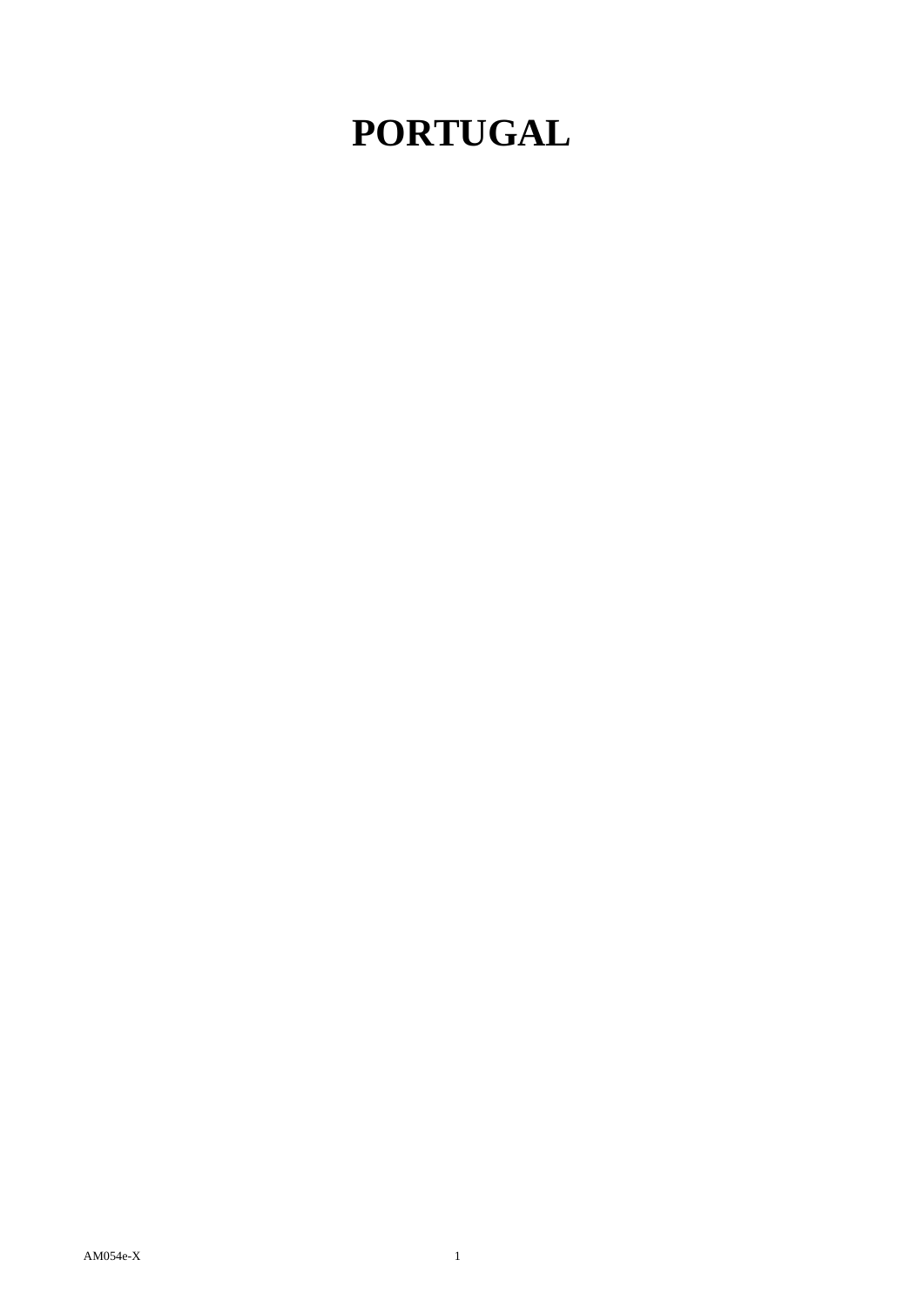# PORTUGAL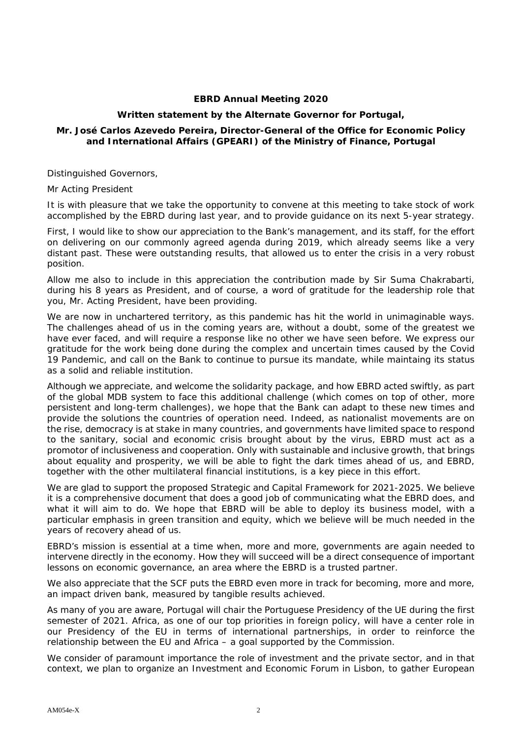**EBRD Annual Meeting 2020**

**Written statement by the Alternate Governor for Portugal,**

**Mr. José Carlos Azevedo Pereira, Director-General of the Office for Economic Policy and International Affairs (GPEARI) of the Ministry of Finance, Portugal**

Distinguished Governors,

Mr Acting President

It is with pleasure that we take the opportunity to convene at this meeting to take stock of work accomplished by the EBRD during last year, and to provide guidance on its next 5-year strategy.

First, I would like to show our appreciation to the Bank's management, and its staff, for the effort on delivering on our commonly agreed agenda during 2019, which already seems like a very distant past. These were outstanding results, that allowed us to enter the crisis in a very robust position.

Allow me also to include in this appreciation the contribution made by Sir Suma Chakrabarti, during his 8 years as President, and of course, a word of gratitude for the leadership role that you, Mr. Acting President, have been providing.

We are now in unchartered territory, as this pandemic has hit the world in unimaginable ways. The challenges ahead of us in the coming years are, without a doubt, some of the greatest we have ever faced, and will require a response like no other we have seen before. We express our gratitude for the work being done during the complex and uncertain times caused by the Covid 19 Pandemic, and call on the Bank to continue to pursue its mandate, while maintaining its status as a solid and reliable institution.

Although we appreciate, and welcome the solidarity package, and how EBRD acted swiftly, as part of the global MDB system to face this additional challenge (which comes on top of other, more persistent and long-term challenges), we hope that the Bank can adapt to these new times and provide the solutions the countries of operation need. Indeed, as nationalist movements are on the rise, democracy is at stake in many countries, and governments have limited space to respond to the sanitary, social and economic crisis brought about by the virus, EBRD must act as a promotor of inclusiveness and cooperation. Only with sustainable and inclusive growth, that brings about equality and prosperity, we will be able to fight the dark times ahead of us, and EBRD, together with the other multilateral financial institutions, is a key piece in this effort.

We are glad to support the proposed Strategic and Capital Framework for 2021-2025. We believe it is a comprehensive document that does a good job of communicating what the EBRD does, and what it will aim to do. We hope that EBRD will be able to deploy its business model, with a particular emphasis in green transition and equity, which we believe will be much needed in the years of recovery ahead of us.

EBRD's mission is essential at a time when, more and more, governments are again needed to intervene directly in the economy. How they will succeed will be a direct consequence of important lessons on economic governance, an area where the EBRD is a trusted partner.

We also appreciate that the SCF puts the EBRD even more in track for becoming, more and more, an impact driven bank, measured by tangible results achieved.

As many of you are aware, Portugal will chair the Portuguese Presidency of the UE during the first semester of 2021. Africa, as one of our top priorities in foreign policy, will have a center role in our Presidency of the EU in terms of international partnerships, in order to reinforce the relationship between the EU and Africa – a goal supported by the Commission.

We consider of paramount importance the role of investment and the private sector, and in that context, we plan to organize an Investment and Economic Forum in Lisbon, to gather European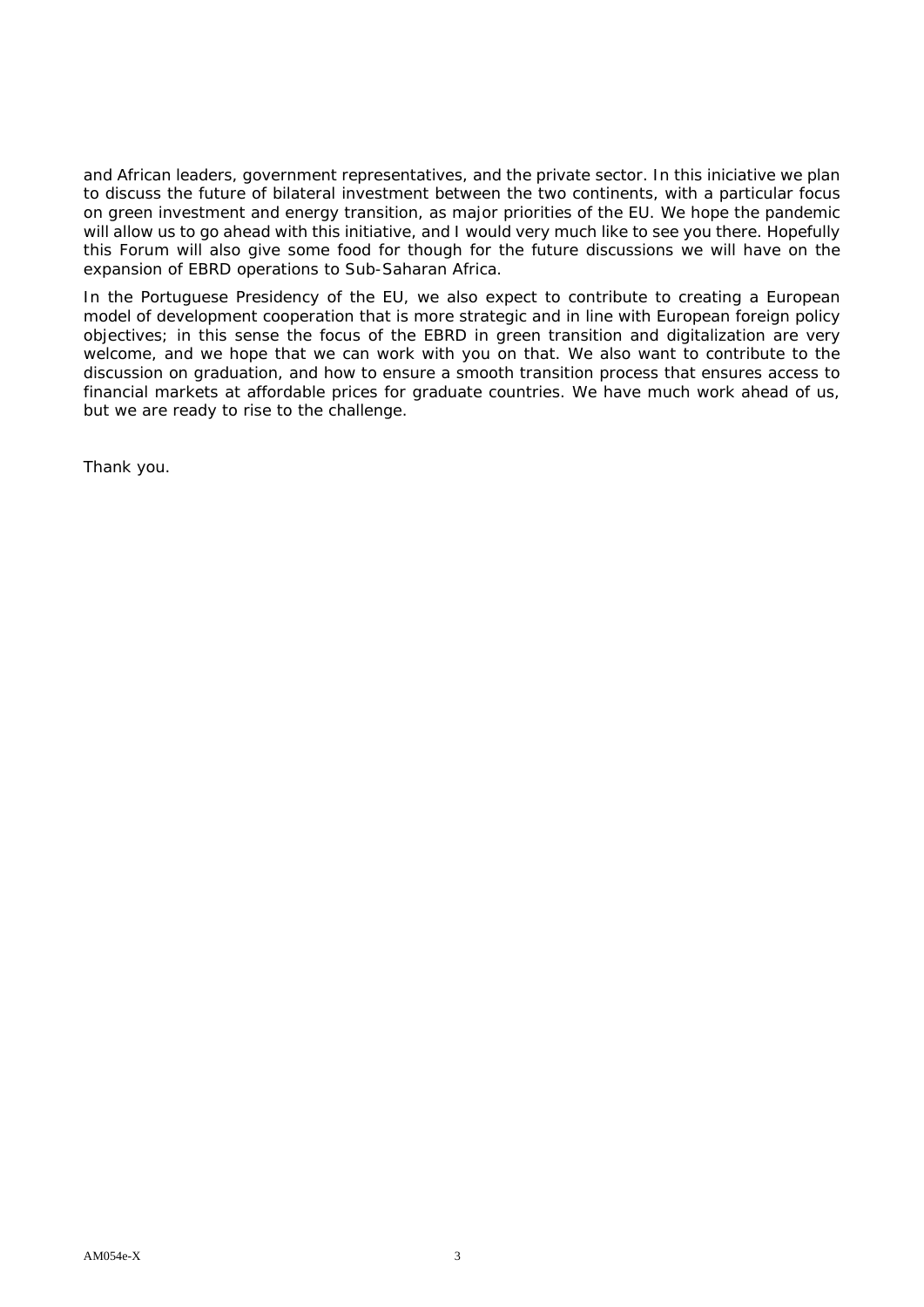and African leaders, government representatives, and the private sector. In this iniciative we plan to discuss the future of bilateral investment between the two continents, with a particular focus on green investment and energy transition, as major priorities of the EU. We hope the pandemic will allow us to go ahead with this initiative, and I would very much like to see you there. Hopefully this Forum will also give some food for though for the future discussions we will have on the expansion of EBRD operations to Sub-Saharan Africa.

In the Portuguese Presidency of the EU, we also expect to contribute to creating a European model of development cooperation that is more strategic and in line with European foreign policy objectives; in this sense the focus of the EBRD in green transition and digitalization are very welcome, and we hope that we can work with you on that. We also want to contribute to the discussion on graduation, and how to ensure a smooth transition process that ensures access to financial markets at affordable prices for graduate countries. We have much work ahead of us, but we are ready to rise to the challenge.

Thank you.